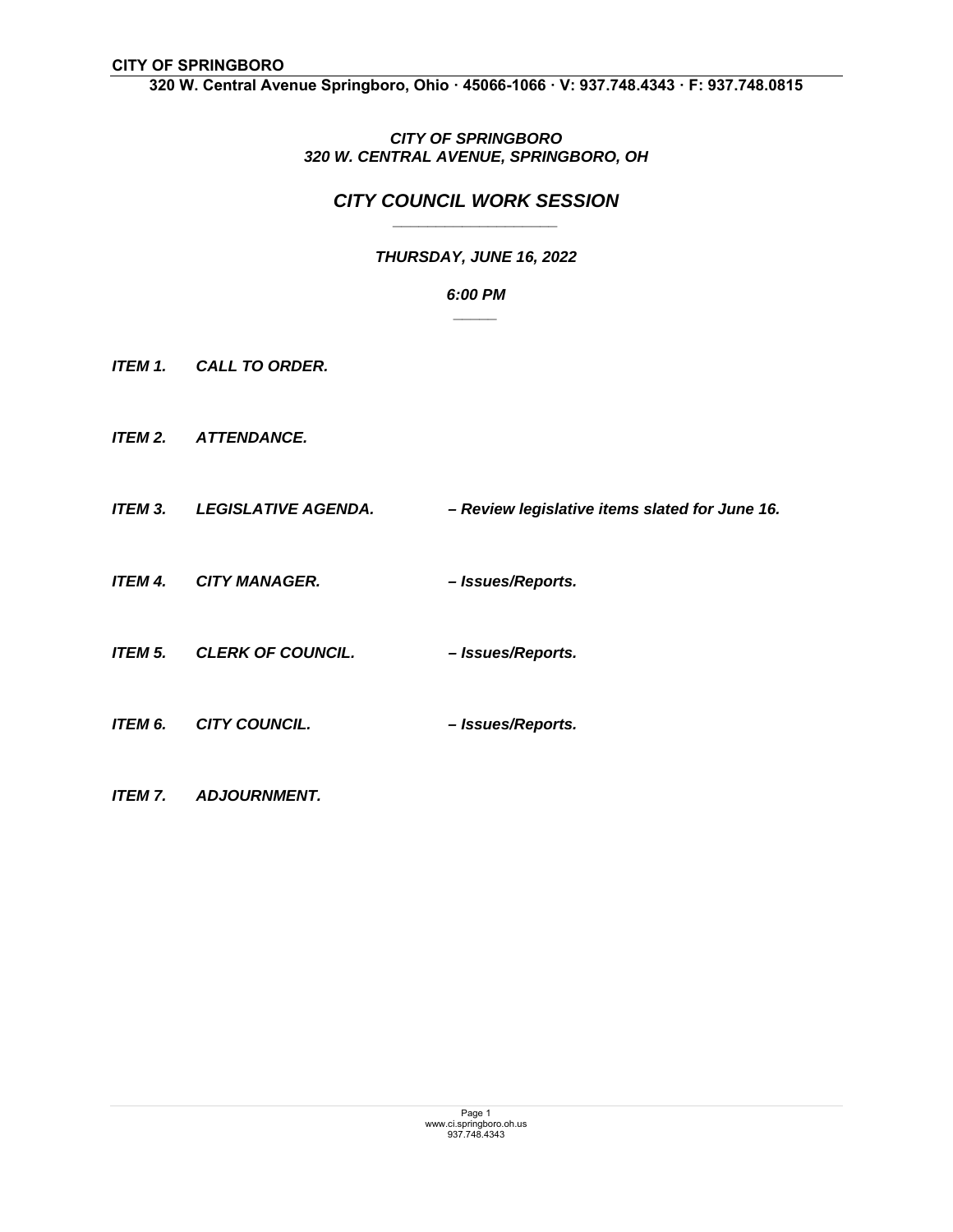**CITY OF SPRINGBORO**
**320 W. Central Avenue Springboro, Ohio · 45066-1066 · V: 937.748.4343 · F: 937.748.0815**

***CITY OF SPRINGBORO***
***320 W. CENTRAL AVENUE, SPRINGBORO, OH***

# *CITY COUNCIL WORK SESSION*

***THURSDAY, JUNE 16, 2022***

***6:00 PM***

***ITEM 1. CALL TO ORDER.***

***ITEM 2. ATTENDANCE.***

***ITEM 3. LEGISLATIVE AGENDA. – Review legislative items slated for June 16.***

***ITEM 4. CITY MANAGER. – Issues/Reports.***

***ITEM 5. CLERK OF COUNCIL. – Issues/Reports.***

***ITEM 6. CITY COUNCIL. – Issues/Reports.***

***ITEM 7. ADJOURNMENT.***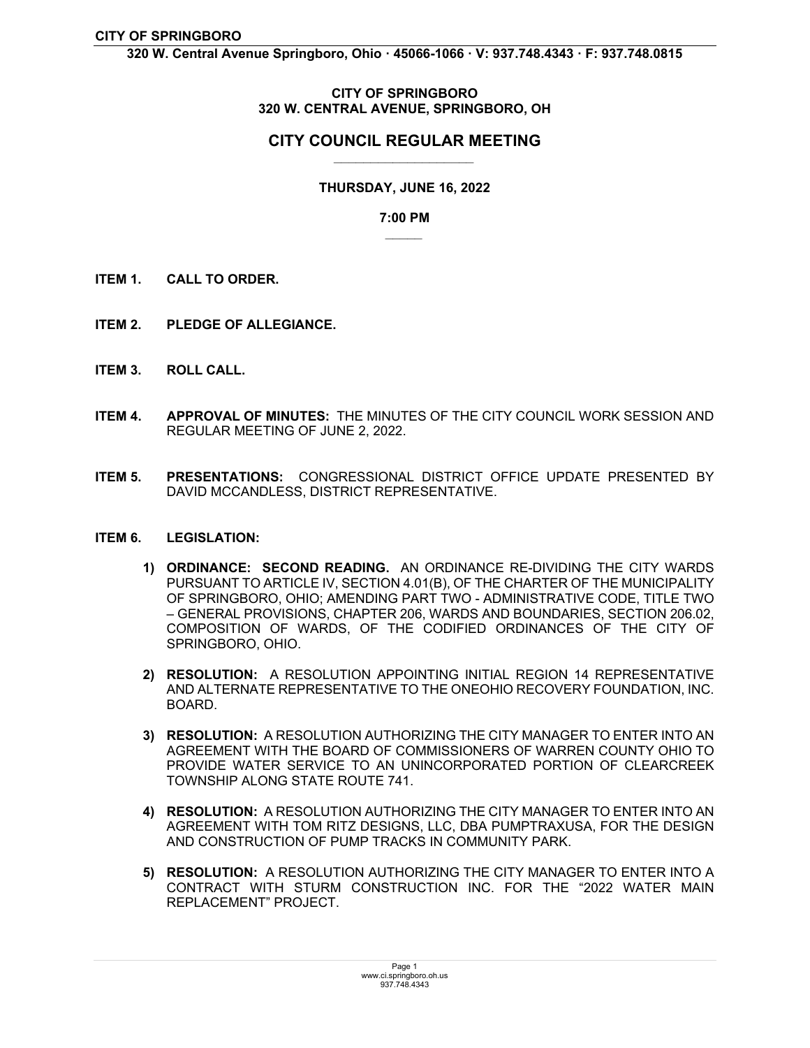**CITY OF SPRINGBORO**
**320 W. CENTRAL AVENUE, SPRINGBORO, OH**

## CITY COUNCIL REGULAR MEETING

**THURSDAY, JUNE 16, 2022**

**7:00 PM**

**ITEM 1. CALL TO ORDER.**

**ITEM 2. PLEDGE OF ALLEGIANCE.**

**ITEM 3. ROLL CALL.**

**ITEM 4. APPROVAL OF MINUTES:** THE MINUTES OF THE CITY COUNCIL WORK SESSION AND REGULAR MEETING OF JUNE 2, 2022.

**ITEM 5. PRESENTATIONS:** CONGRESSIONAL DISTRICT OFFICE UPDATE PRESENTED BY DAVID MCCANDLESS, DISTRICT REPRESENTATIVE.

**ITEM 6. LEGISLATION:**

1) **ORDINANCE: SECOND READING.** AN ORDINANCE RE-DIVIDING THE CITY WARDS PURSUANT TO ARTICLE IV, SECTION 4.01(B), OF THE CHARTER OF THE MUNICIPALITY OF SPRINGBORO, OHIO; AMENDING PART TWO - ADMINISTRATIVE CODE, TITLE TWO – GENERAL PROVISIONS, CHAPTER 206, WARDS AND BOUNDARIES, SECTION 206.02, COMPOSITION OF WARDS, OF THE CODIFIED ORDINANCES OF THE CITY OF SPRINGBORO, OHIO.

2) **RESOLUTION:** A RESOLUTION APPOINTING INITIAL REGION 14 REPRESENTATIVE AND ALTERNATE REPRESENTATIVE TO THE ONEOHIO RECOVERY FOUNDATION, INC. BOARD.

3) **RESOLUTION:** A RESOLUTION AUTHORIZING THE CITY MANAGER TO ENTER INTO AN AGREEMENT WITH THE BOARD OF COMMISSIONERS OF WARREN COUNTY OHIO TO PROVIDE WATER SERVICE TO AN UNINCORPORATED PORTION OF CLEARCREEK TOWNSHIP ALONG STATE ROUTE 741.

4) **RESOLUTION:** A RESOLUTION AUTHORIZING THE CITY MANAGER TO ENTER INTO AN AGREEMENT WITH TOM RITZ DESIGNS, LLC, DBA PUMPTRAXUSA, FOR THE DESIGN AND CONSTRUCTION OF PUMP TRACKS IN COMMUNITY PARK.

5) **RESOLUTION:** A RESOLUTION AUTHORIZING THE CITY MANAGER TO ENTER INTO A CONTRACT WITH STURM CONSTRUCTION INC. FOR THE "2022 WATER MAIN REPLACEMENT" PROJECT.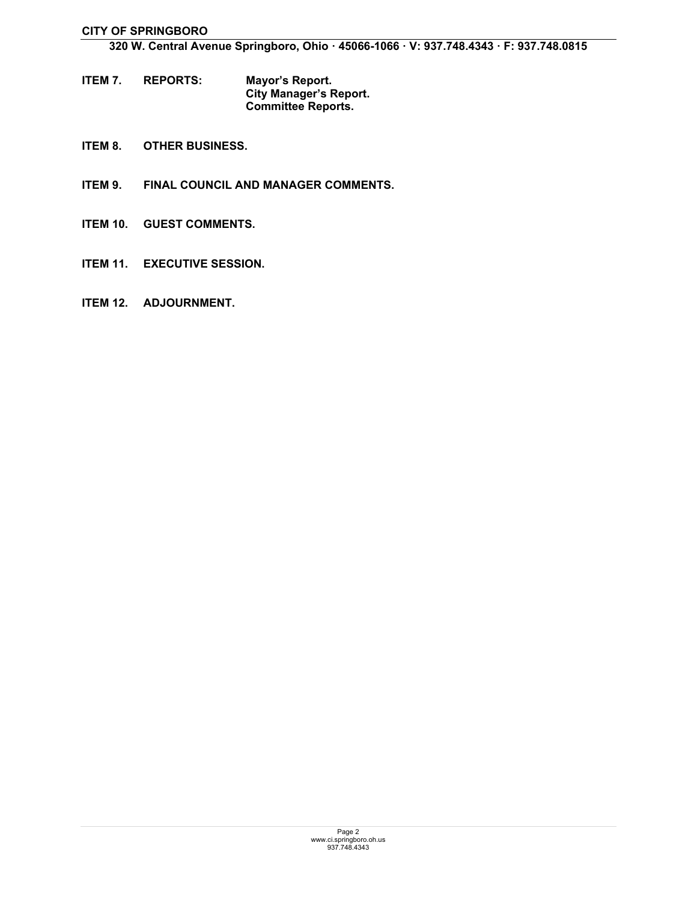**ITEM 7. REPORTS:** **Mayor's Report.**
**City Manager's Report.**
**Committee Reports.**

**ITEM 8. OTHER BUSINESS.**

**ITEM 9. FINAL COUNCIL AND MANAGER COMMENTS.**

**ITEM 10. GUEST COMMENTS.**

**ITEM 11. EXECUTIVE SESSION.**

**ITEM 12. ADJOURNMENT.**